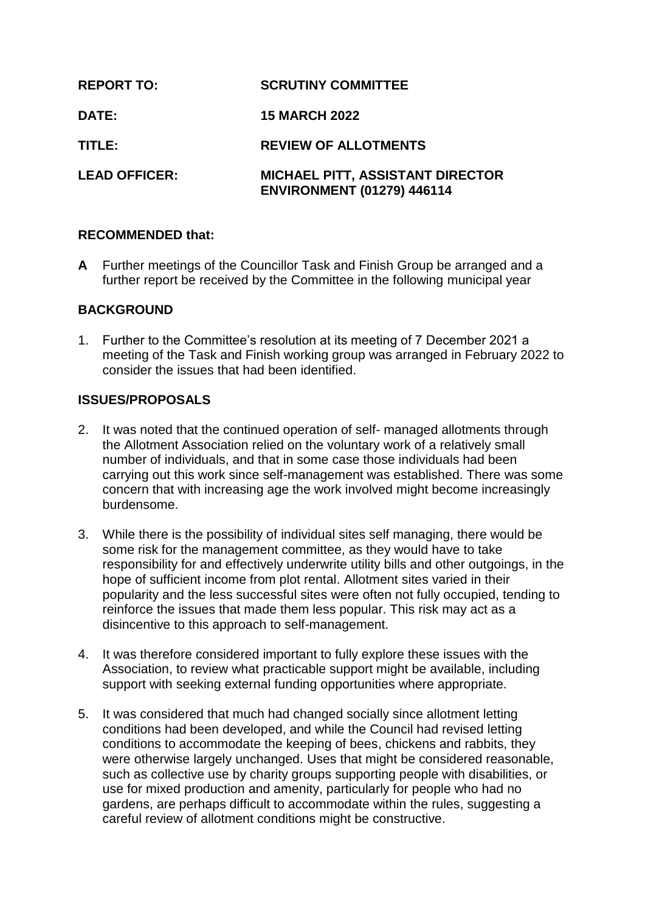**REPORT TO:** **SCRUTINY COMMITTEE**

**DATE:** **15 MARCH 2022**

**TITLE:** **REVIEW OF ALLOTMENTS**

**LEAD OFFICER:** **MICHAEL PITT, ASSISTANT DIRECTOR ENVIRONMENT (01279) 446114**

## RECOMMENDED that:

**A** Further meetings of the Councillor Task and Finish Group be arranged and a further report be received by the Committee in the following municipal year

## BACKGROUND

1. Further to the Committee's resolution at its meeting of 7 December 2021 a meeting of the Task and Finish working group was arranged in February 2022 to consider the issues that had been identified.

## ISSUES/PROPOSALS

2. It was noted that the continued operation of self- managed allotments through the Allotment Association relied on the voluntary work of a relatively small number of individuals, and that in some case those individuals had been carrying out this work since self-management was established. There was some concern that with increasing age the work involved might become increasingly burdensome.

3. While there is the possibility of individual sites self managing, there would be some risk for the management committee, as they would have to take responsibility for and effectively underwrite utility bills and other outgoings, in the hope of sufficient income from plot rental. Allotment sites varied in their popularity and the less successful sites were often not fully occupied, tending to reinforce the issues that made them less popular. This risk may act as a disincentive to this approach to self-management.

4. It was therefore considered important to fully explore these issues with the Association, to review what practicable support might be available, including support with seeking external funding opportunities where appropriate.

5. It was considered that much had changed socially since allotment letting conditions had been developed, and while the Council had revised letting conditions to accommodate the keeping of bees, chickens and rabbits, they were otherwise largely unchanged. Uses that might be considered reasonable, such as collective use by charity groups supporting people with disabilities, or use for mixed production and amenity, particularly for people who had no gardens, are perhaps difficult to accommodate within the rules, suggesting a careful review of allotment conditions might be constructive.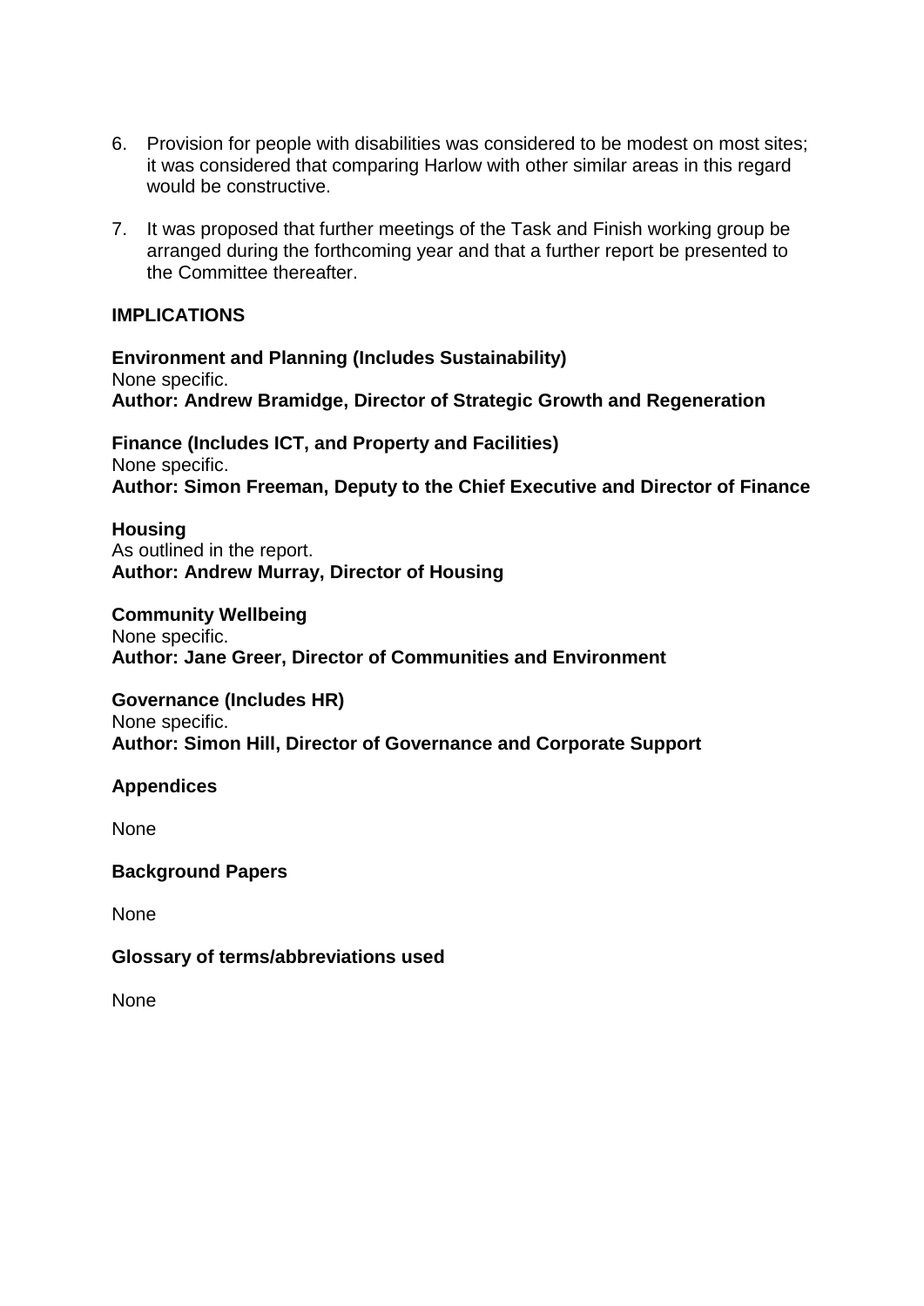6. Provision for people with disabilities was considered to be modest on most sites; it was considered that comparing Harlow with other similar areas in this regard would be constructive.

7. It was proposed that further meetings of the Task and Finish working group be arranged during the forthcoming year and that a further report be presented to the Committee thereafter.

**IMPLICATIONS**

**Environment and Planning (Includes Sustainability)**
None specific.
**Author: Andrew Bramidge, Director of Strategic Growth and Regeneration**

**Finance (Includes ICT, and Property and Facilities)**
None specific.
**Author: Simon Freeman, Deputy to the Chief Executive and Director of Finance**

**Housing**
As outlined in the report.
**Author: Andrew Murray, Director of Housing**

**Community Wellbeing**
None specific.
**Author: Jane Greer, Director of Communities and Environment**

**Governance (Includes HR)**
None specific.
**Author: Simon Hill, Director of Governance and Corporate Support**

**Appendices**

None

**Background Papers**

None

**Glossary of terms/abbreviations used**

None